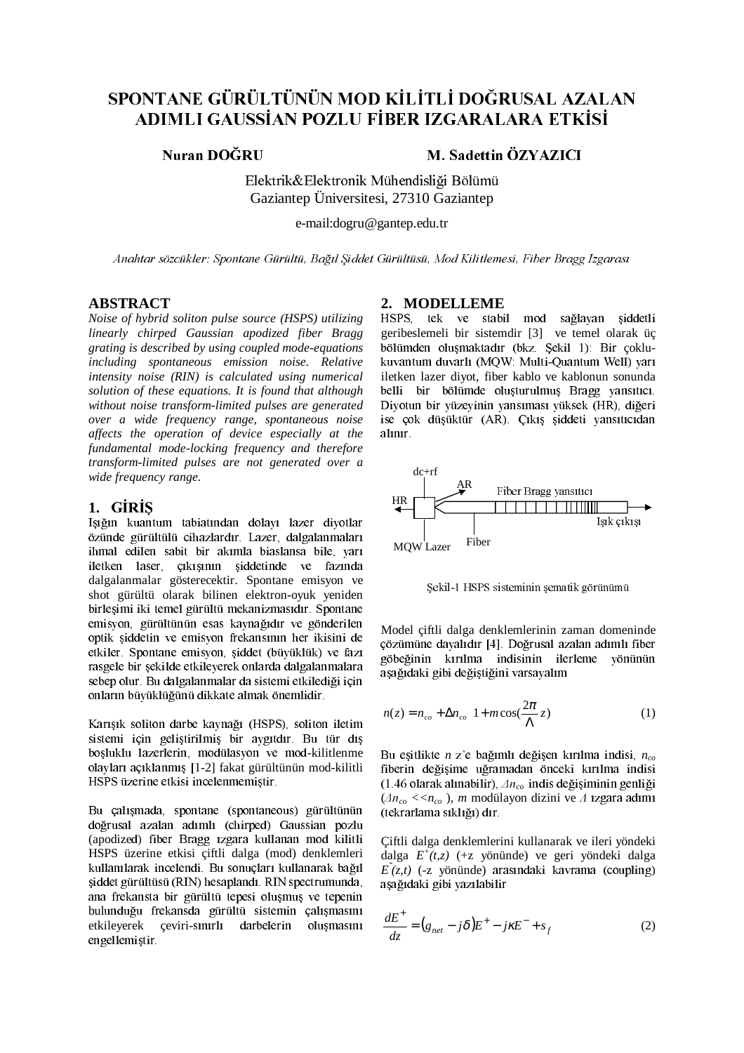# SPONTANE GÜRÜLTÜNÜN MOD KİLİTLİ DOĞRUSAL AZALAN ADIMLI GAUSSİAN POZLU FİBER IZGARALARA ETKİSİ

**Nuran DOĞRU** **M. Sadettin ÖZYAZICI**

Elektrik&Elektronik Mühendisliği Bölümü
Gaziantep Üniversitesi, 27310 Gaziantep

e-mail:dogru@gantep.edu.tr

*Anahtar sözcükler: Spontane Gürültü, Bağıl Şiddet Gürültüsü, Mod Kilitlemesi, Fiber Bragg Izgarası*

## ABSTRACT

*Noise of hybrid soliton pulse source (HSPS) utilizing linearly chirped Gaussian apodized fiber Bragg grating is described by using coupled mode-equations including spontaneous emission noise. Relative intensity noise (RIN) is calculated using numerical solution of these equations. It is found that although without noise transform-limited pulses are generated over a wide frequency range, spontaneous noise affects the operation of device especially at the fundamental mode-locking frequency and therefore transform-limited pulses are not generated over a wide frequency range.*

## 1. GİRİŞ

Işığın kuantum tabiatından dolayı lazer diyotlar özünde gürültülü cihazlardır. Lazer, dalgalanmaları ihmal edilen sabit bir akımla biaslansa bile, yarı iletken laser, çıkışının şiddetinde ve fazında dalgalanmalar gösterecektir. Spontane emisyon ve shot gürültü olarak bilinen elektron-oyuk yeniden birleşimi iki temel gürültü mekanizmasıdır. Spontane emisyon, gürültünün esas kaynağıdır ve gönderilen optik şiddetin ve emisyon frekansının her ikisini de etkiler. Spontane emisyon, şiddet (büyüklük) ve fazı rasgele bir şekilde etkileyerek onlarda dalgalanmalara sebep olur. Bu dalgalanmalar da sistemi etkilediği için onların büyüklüğünü dikkate almak önemlidir.

Karışık soliton darbe kaynağı (HSPS), soliton iletim sistemi için geliştirilmiş bir aygıttır. Bu tür dış boşluklu lazerlerin, modülasyon ve mod-kilitlenme olayları açıklanmış [1-2] fakat gürültünün mod-kilitli HSPS üzerine etkisi incelenmemiştir.

Bu çalışmada, spontane (spontaneous) gürültünün doğrusal azalan adımlı (chirped) Gaussian pozlu (apodized) fiber Bragg ızgara kullanan mod kilitli HSPS üzerine etkisi çiftli dalga (mod) denklemleri kullanılarak incelendi. Bu sonuçları kullanarak bağıl şiddet gürültüsü (RIN) hesaplandı. RIN spectrumunda, ana frekansta bir gürültü tepesi oluşmuş ve tepenin bulunduğu frekansda gürültü sistemin çalışmasını etkileyerek çeviri-sınırlı darbelerin oluşmasını engellemiştir.

## 2. MODELLEME

HSPS, tek ve stabil mod sağlayan şiddetli geribeslemeli bir sistemdir [3] ve temel olarak üç bölümden oluşmaktadır (bkz. Şekil 1): Bir çoklu-kuvantum duvarlı (MQW: Multi-Quantum Well) yarı iletken lazer diyot, fiber kablo ve kablonun sonunda belli bir bölümde oluşturulmuş Bragg yansıtıcı. Diyotun bir yüzeyinin yansıması yüksek (HR), diğeri ise çok düşüktür (AR). Çıkış şiddeti yansıtıcıdan alınır.

Şekil-1 HSPS sisteminin şematik görünümü

Model çiftli dalga denklemlerinin zaman domeninde çözümüne dayalıdır [4]. Doğrusal azalan adımlı fiber göbeğinin kırılma indisinin ilerleme yönünün aşağıdaki gibi değiştiğini varsayalım

$$n(z) = n_{co} + \Delta n_{co}\left(1 + m\cos\left(\frac{2\pi}{\Lambda}z\right)\right) \tag{1}$$

Bu eşitlikte $n$ z'e bağımlı değişen kırılma indisi, $n_{co}$ fiberin değişime uğramadan önceki kırılma indisi (1.46 olarak alınabilir), $\Delta n_{co}$ indis değişiminin genliği ($\Delta n_{co} << n_{co}$ ), $m$ modülayon dizini ve $\Lambda$ ızgara adımı (tekrarlama sıklığı) dır.

Çiftli dalga denklemlerini kullanarak ve ileri yöndeki dalga $E^{+}(t,z)$ (+z yönünde) ve geri yöndeki dalga $E^{-}(z,t)$ (-z yönünde) arasındaki kavrama (coupling) aşağıdaki gibi yazılabilir

$$\frac{dE^{+}}{dz} = \left(g_{net} - j\delta\right)E^{+} - j\kappa E^{-} + s_{f} \tag{2}$$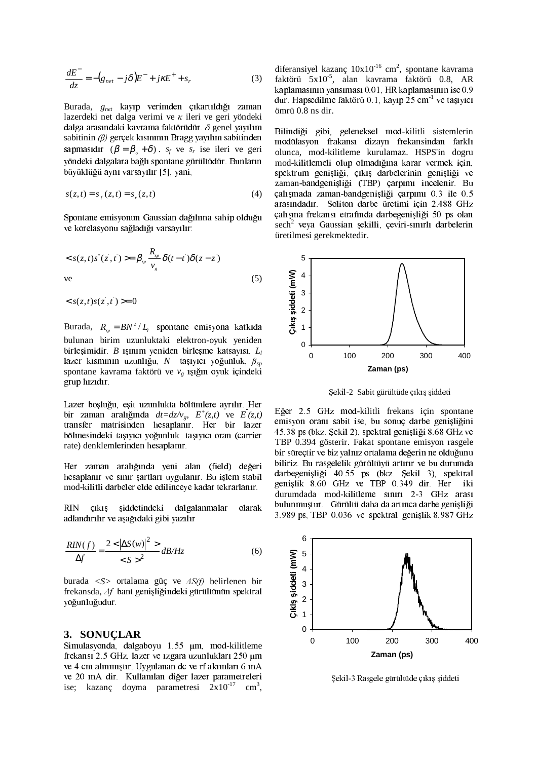$$\frac{dE^-}{dz} = -(g_{net} - j\delta)E^- + j\kappa E^+ + s_r \qquad (3)$$

Burada, $g_{net}$ kayıp verimden çıkartıldığı zaman lazerdeki net dalga verimi ve $\kappa$ ileri ve geri yöndeki dalga arasındaki kavrama faktörüdür. $\delta$ genel yayılım sabitinin *(β)* gerçek kısmının Bragg yayılım sabitinden sapmasıdır ($\beta = \beta_o + \delta$). $s_f$ ve $s_r$ ise ileri ve geri yöndeki dalgalara bağlı spontane gürültüdür. Bunların büyüklüğü aynı varsayılır [5], yani,

$$s(z,t) = s_f(z,t) = s_r(z,t) \qquad (4)$$

Spontane emisyonun Gaussian dağılıma sahip olduğu ve korelasyonu sağladığı varsayılır:

$$< s(z,t)s^*(z',t') > = \beta_{sp}\frac{R_{sp}}{v_g}\delta(t-t')\delta(z-z')$$

ve (5)

$$< s(z,t)s(z',t') > = 0$$

Burada, $R_{sp} = BN^2 / L_l$ spontane emisyona katkıda bulunan birim uzunluktaki elektron-oyuk yeniden birleşimidir. $B$ ışınım yeniden birleşme katsayısı, $L_l$ lazer kısmının uzunluğu, $N$ taşıyıcı yoğunluk, $\beta_{sp}$ spontane kavrama faktörü ve $v_g$ ışığın oyuk içindeki grup hızıdır.

Lazer boşluğu, eşit uzunlukta bölümlere ayrılır. Her bir zaman aralığında $dt=dz/v_g$, $E^+(z,t)$ ve $E^-(z,t)$ transfer matrisinden hesaplanır. Her bir lazer bölmesindeki taşıyıcı yoğunluk taşıyıcı oran (carrier rate) denklemlerinden hesaplanır.

Her zaman aralığında yeni alan (field) değeri hesaplanır ve sınır şartları uygulanır. Bu işlem stabil mod-kilitli darbeler elde edilinceye kadar tekrarlanır.

RIN çıkış şiddetindeki dalgalanmalar olarak adlandırılır ve aşağıdaki gibi yazılır

$$\frac{RIN(f)}{\Delta f} = \frac{2 < |\Delta S(w)|^2 >}{< S >^2} \, dB/Hz \qquad (6)$$

burada $<S>$ ortalama güç ve $\Delta S(f)$ belirlenen bir frekansda, $\Delta f$ bant genişliğindeki gürültünün spektral yoğunluğudur.

## 3. SONUÇLAR

Simulasyonda, dalgaboyu 1.55 μm, mod-kilitleme frekansı 2.5 GHz, lazer ve ızgara uzunlukları 250 μm ve 4 cm alınmıştır. Uygulanan dc ve rf akımları 6 mA ve 20 mA dir. Kullanılan diğer lazer parametreleri ise; kazanç doyma parametresi $2\times10^{-17}$ cm$^3$, diferansiyel kazanç $10\times10^{-16}$ cm$^2$, spontane kavrama faktörü $5\times10^{-5}$, alan kavrama faktörü 0.8, AR kaplamasının yansıması 0.01, HR kaplamasının ise 0.9 dur. Hapsedilme faktörü 0.1, kayıp 25 cm$^{-1}$ ve taşıyıcı ömrü 0.8 ns dir.

Bilindiği gibi, geleneksel mod-kilitli sistemlerin modülasyon frakansı dizayn frekansından farklı olunca, mod-kilitleme kurulamaz. HSPS'in dogru mod-kilitlemeli olup olmadığına karar vermek için, spektrum genişliği, çıkış darbelerinin genişliği ve zaman-bandgenişliği (TBP) çarpımı incelenir. Bu çalışmada zaman-bandgenişliği çarpımı 0.3 ile 0.5 arasındadır. Soliton darbe üretimi için 2.488 GHz çalışma frekansı etrafında darbegenişliği 50 ps olan sech$^2$ veya Gaussian şekilli, çeviri-sınırlı darbelerin üretilmesi gerekmektedir.

Şekil-2 Sabit gürültüde çıkış şiddeti

Eğer 2.5 GHz mod-kilitli frekans için spontane emisyon oranı sabit ise, bu sonuç darbe genişliğini 45.38 ps (bkz. Şekil 2), spektral genişliği 8.68 GHz ve TBP 0.394 gösterir. Fakat spontane emisyon rasgele bir süreçtir ve biz yalnız ortalama değerin ne olduğunu biliriz. Bu rasgelelik gürültüyü artırır ve bu durumda darbegenişliği 40.55 ps (bkz. Şekil 3), spektral genişlik 8.60 GHz ve TBP 0.349 dir. Her iki durumdada mod-kilitleme sınırı 2-3 GHz arası bulunmuştur. Gürültü daha da artınca darbe genişliği 3.989 ps, TBP 0.036 ve spektral genişlik 8.987 GHz

Şekil-3 Rasgele gürültüde çıkış şiddeti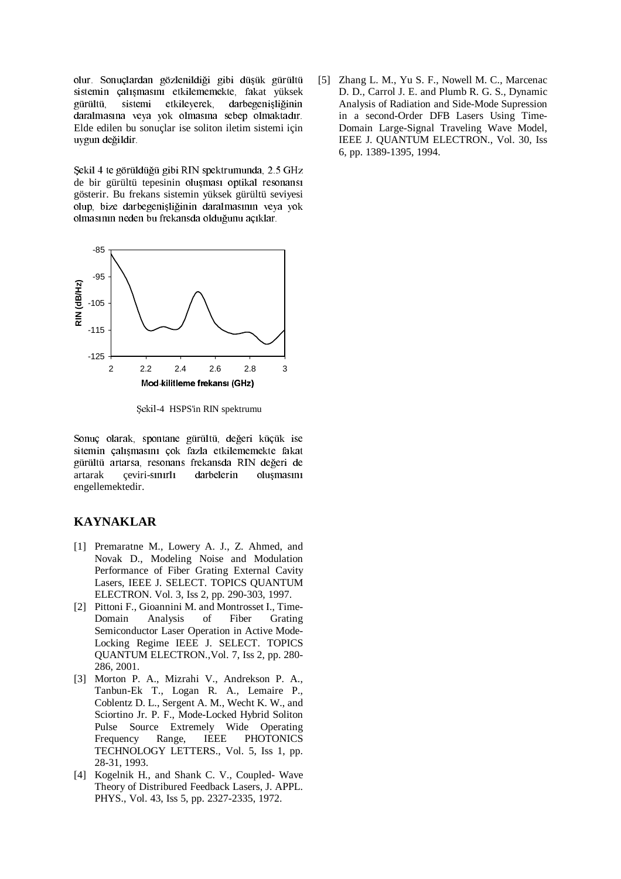olur. Sonuçlardan gözlenildiği gibi düşük gürültü sistemin çalışmasını etkilememekte, fakat yüksek gürültü, sistemi etkileyerek, darbegenişliğinin daralmasına veya yok olmasına sebep olmaktadır. Elde edilen bu sonuçlar ise soliton iletim sistemi için uygun değildir.

Şekil 4 te görüldüğü gibi RIN spektrumunda, 2.5 GHz de bir gürültü tepesinin oluşması optikal resonansı gösterir. Bu frekans sistemin yüksek gürültü seviyesi olup, bize darbegenişliğinin daralmasının veya yok olmasının neden bu frekansda olduğunu açıklar.

-85
-95
-105
-115
-125
RIN (dB/Hz)
2
2.2
2.4
2.6
2.8
3
Mod-kilitleme frekansı (GHz)

Şekil-4 HSPS'in RIN spektrumu

Sonuç olarak, spontane gürültü, değeri küçük ise sitemin çalışmasını çok fazla etkilememekte fakat gürültü artarsa, resonans frekansda RIN değeri de artarak çeviri-sınırlı darbelerin oluşmasını engellemektedir.

## KAYNAKLAR

[1] Premaratne M., Lowery A. J., Z. Ahmed, and Novak D., Modeling Noise and Modulation Performance of Fiber Grating External Cavity Lasers, IEEE J. SELECT. TOPICS QUANTUM ELECTRON. Vol. 3, Iss 2, pp. 290-303, 1997.

[2] Pittoni F., Gioannini M. and Montrosset I., Time-Domain Analysis of Fiber Grating Semiconductor Laser Operation in Active Mode-Locking Regime IEEE J. SELECT. TOPICS QUANTUM ELECTRON.,Vol. 7, Iss 2, pp. 280-286, 2001.

[3] Morton P. A., Mizrahi V., Andrekson P. A., Tanbun-Ek T., Logan R. A., Lemaire P., Coblentz D. L., Sergent A. M., Wecht K. W., and Sciortino Jr. P. F., Mode-Locked Hybrid Soliton Pulse Source Extremely Wide Operating Frequency Range, IEEE PHOTONICS TECHNOLOGY LETTERS., Vol. 5, Iss 1, pp. 28-31, 1993.

[4] Kogelnik H., and Shank C. V., Coupled- Wave Theory of Distribured Feedback Lasers, J. APPL. PHYS., Vol. 43, Iss 5, pp. 2327-2335, 1972.

[5] Zhang L. M., Yu S. F., Nowell M. C., Marcenac D. D., Carrol J. E. and Plumb R. G. S., Dynamic Analysis of Radiation and Side-Mode Supression in a second-Order DFB Lasers Using Time-Domain Large-Signal Traveling Wave Model, IEEE J. QUANTUM ELECTRON., Vol. 30, Iss 6, pp. 1389-1395, 1994.